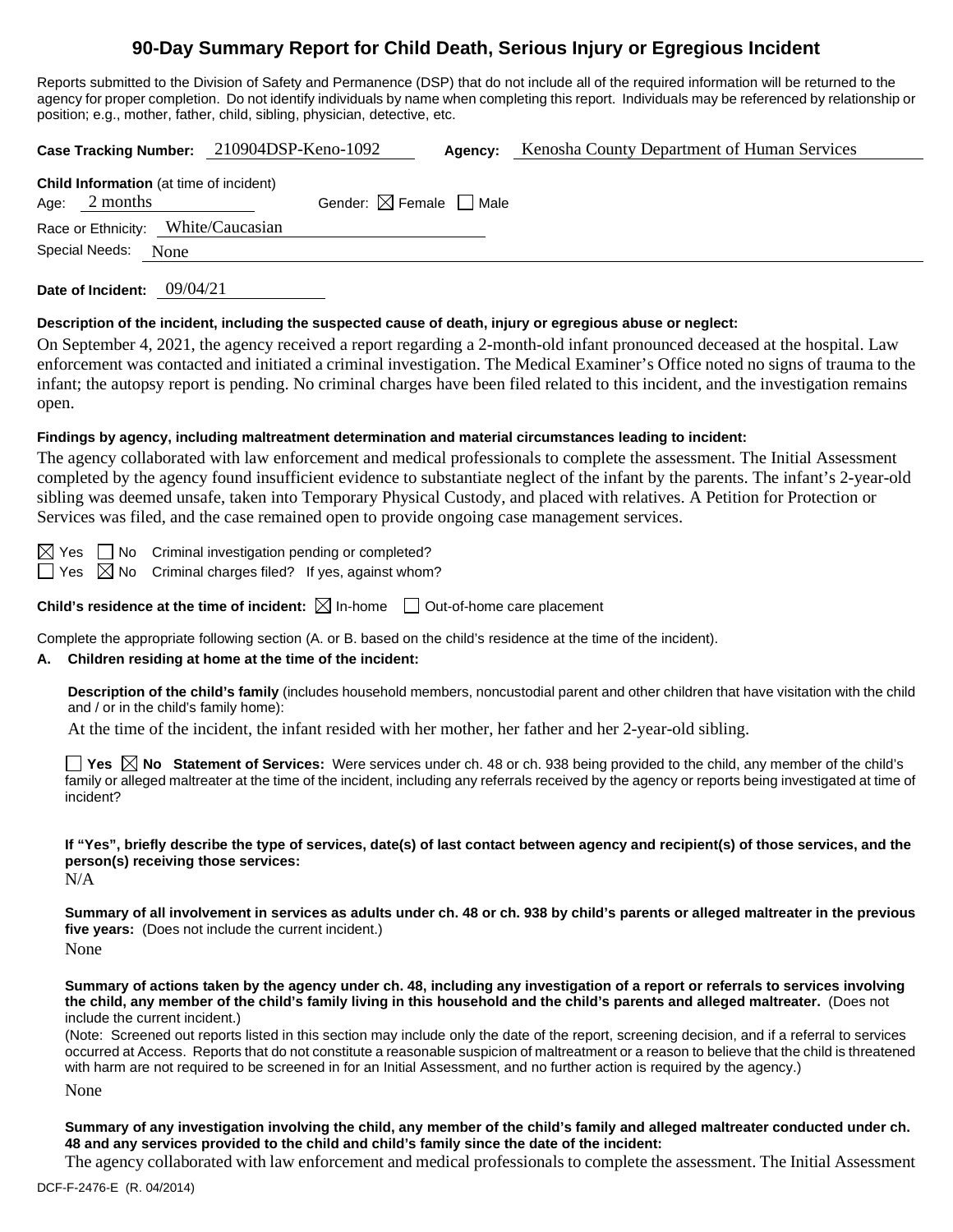# 90-Day Summary Report for Child Death, Serious Injury or Egregious Incident

Reports submitted to the Division of Safety and Permanence (DSP) that do not include all of the required information will be returned to the agency for proper completion. Do not identify individuals by name when completing this report. Individuals may be referenced by relationship or position; e.g., mother, father, child, sibling, physician, detective, etc.

**Case Tracking Number:** 210904DSP-Keno-1092 **Agency:** Kenosha County Department of Human Services

**Child Information** (at time of incident)

Age: 2 months Gender: ☒ Female ☐ Male

Race or Ethnicity: White/Caucasian

Special Needs: None

**Date of Incident:** 09/04/21

**Description of the incident, including the suspected cause of death, injury or egregious abuse or neglect:**

On September 4, 2021, the agency received a report regarding a 2-month-old infant pronounced deceased at the hospital. Law enforcement was contacted and initiated a criminal investigation. The Medical Examiner's Office noted no signs of trauma to the infant; the autopsy report is pending. No criminal charges have been filed related to this incident, and the investigation remains open.

**Findings by agency, including maltreatment determination and material circumstances leading to incident:**

The agency collaborated with law enforcement and medical professionals to complete the assessment. The Initial Assessment completed by the agency found insufficient evidence to substantiate neglect of the infant by the parents. The infant's 2-year-old sibling was deemed unsafe, taken into Temporary Physical Custody, and placed with relatives. A Petition for Protection or Services was filed, and the case remained open to provide ongoing case management services.

☒ Yes ☐ No Criminal investigation pending or completed?

☐ Yes ☒ No Criminal charges filed? If yes, against whom?

**Child's residence at the time of incident:** ☒ In-home ☐ Out-of-home care placement

Complete the appropriate following section (A. or B. based on the child's residence at the time of the incident).

**A. Children residing at home at the time of the incident:**

**Description of the child's family** (includes household members, noncustodial parent and other children that have visitation with the child and / or in the child's family home):

At the time of the incident, the infant resided with her mother, her father and her 2-year-old sibling.

☐ **Yes** ☒ **No** **Statement of Services:** Were services under ch. 48 or ch. 938 being provided to the child, any member of the child's family or alleged maltreater at the time of the incident, including any referrals received by the agency or reports being investigated at time of incident?

**If "Yes", briefly describe the type of services, date(s) of last contact between agency and recipient(s) of those services, and the person(s) receiving those services:**

N/A

**Summary of all involvement in services as adults under ch. 48 or ch. 938 by child's parents or alleged maltreater in the previous five years:** (Does not include the current incident.)

None

**Summary of actions taken by the agency under ch. 48, including any investigation of a report or referrals to services involving the child, any member of the child's family living in this household and the child's parents and alleged maltreater.** (Does not include the current incident.)

(Note: Screened out reports listed in this section may include only the date of the report, screening decision, and if a referral to services occurred at Access. Reports that do not constitute a reasonable suspicion of maltreatment or a reason to believe that the child is threatened with harm are not required to be screened in for an Initial Assessment, and no further action is required by the agency.)

None

**Summary of any investigation involving the child, any member of the child's family and alleged maltreater conducted under ch. 48 and any services provided to the child and child's family since the date of the incident:**

The agency collaborated with law enforcement and medical professionals to complete the assessment. The Initial Assessment

DCF-F-2476-E (R. 04/2014)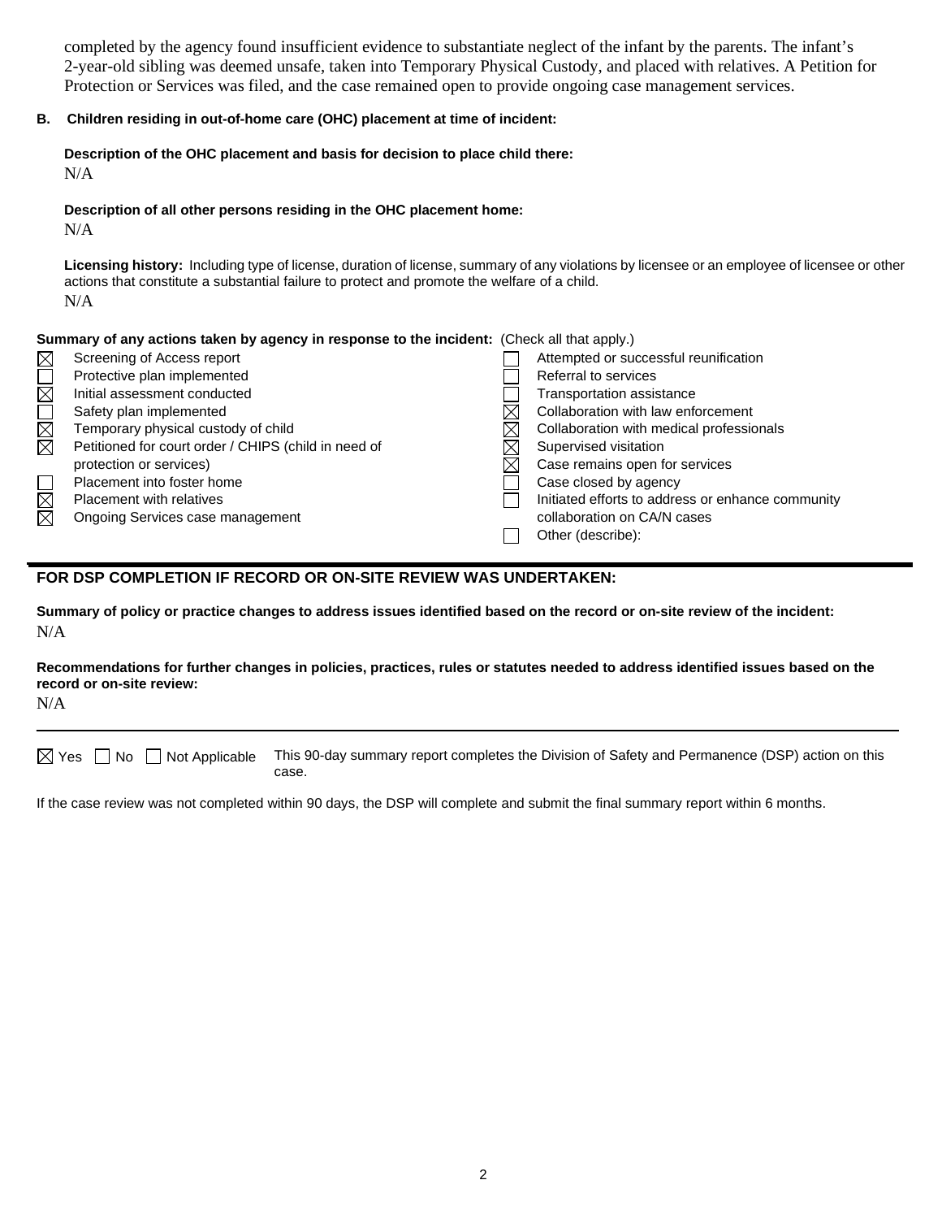completed by the agency found insufficient evidence to substantiate neglect of the infant by the parents. The infant's 2-year-old sibling was deemed unsafe, taken into Temporary Physical Custody, and placed with relatives. A Petition for Protection or Services was filed, and the case remained open to provide ongoing case management services.

**B. Children residing in out-of-home care (OHC) placement at time of incident:**

**Description of the OHC placement and basis for decision to place child there:**
N/A

**Description of all other persons residing in the OHC placement home:**
N/A

**Licensing history:** Including type of license, duration of license, summary of any violations by licensee or an employee of licensee or other actions that constitute a substantial failure to protect and promote the welfare of a child.
N/A

**Summary of any actions taken by agency in response to the incident:** (Check all that apply.)

- ☒ Screening of Access report
- ☐ Protective plan implemented
- ☒ Initial assessment conducted
- ☐ Safety plan implemented
- ☒ Temporary physical custody of child
- ☒ Petitioned for court order / CHIPS (child in need of protection or services)
- ☐ Placement into foster home
- ☒ Placement with relatives
- ☒ Ongoing Services case management
- ☐ Attempted or successful reunification
- ☐ Referral to services
- ☐ Transportation assistance
- ☒ Collaboration with law enforcement
- ☒ Collaboration with medical professionals
- ☒ Supervised visitation
- ☒ Case remains open for services
- ☐ Case closed by agency
- ☐ Initiated efforts to address or enhance community collaboration on CA/N cases
- ☐ Other (describe):

---

## FOR DSP COMPLETION IF RECORD OR ON-SITE REVIEW WAS UNDERTAKEN:

**Summary of policy or practice changes to address issues identified based on the record or on-site review of the incident:**
N/A

**Recommendations for further changes in policies, practices, rules or statutes needed to address identified issues based on the record or on-site review:**
N/A

---

☒ Yes ☐ No ☐ Not Applicable This 90-day summary report completes the Division of Safety and Permanence (DSP) action on this case.

If the case review was not completed within 90 days, the DSP will complete and submit the final summary report within 6 months.